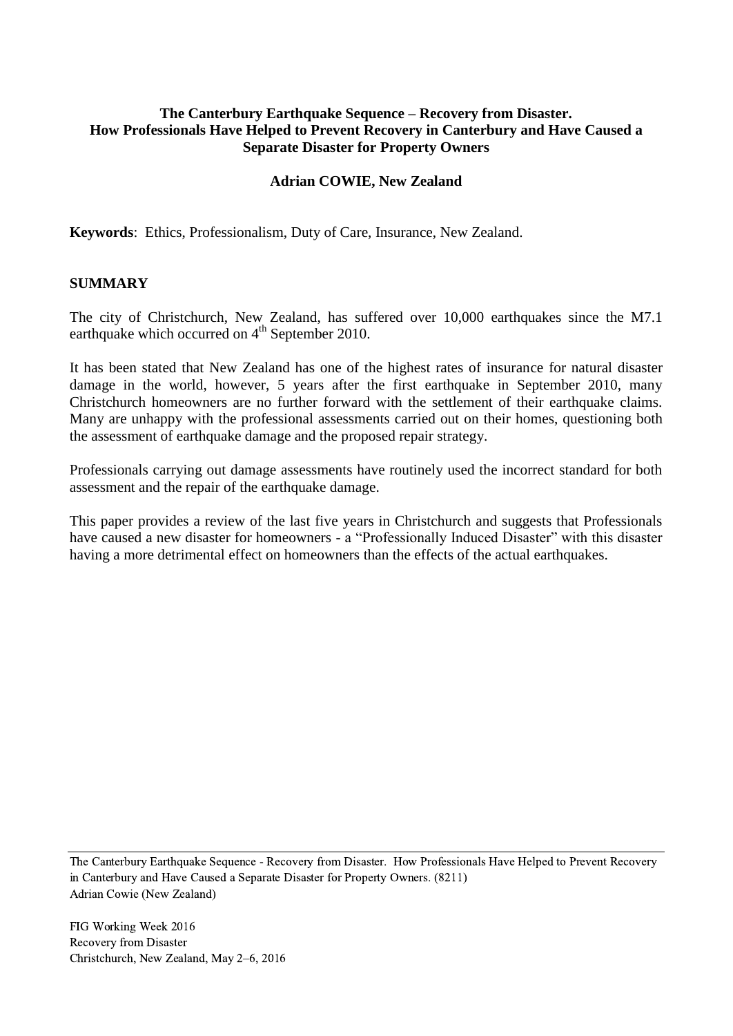# The Canterbury Earthquake Sequence – Recovery from Disaster. How Professionals Have Helped to Prevent Recovery in Canterbury and Have Caused a Separate Disaster for Property Owners

**Adrian COWIE, New Zealand**

**Keywords**: Ethics, Professionalism, Duty of Care, Insurance, New Zealand.

## SUMMARY

The city of Christchurch, New Zealand, has suffered over 10,000 earthquakes since the M7.1 earthquake which occurred on 4th September 2010.

It has been stated that New Zealand has one of the highest rates of insurance for natural disaster damage in the world, however, 5 years after the first earthquake in September 2010, many Christchurch homeowners are no further forward with the settlement of their earthquake claims. Many are unhappy with the professional assessments carried out on their homes, questioning both the assessment of earthquake damage and the proposed repair strategy.

Professionals carrying out damage assessments have routinely used the incorrect standard for both assessment and the repair of the earthquake damage.

This paper provides a review of the last five years in Christchurch and suggests that Professionals have caused a new disaster for homeowners - a "Professionally Induced Disaster" with this disaster having a more detrimental effect on homeowners than the effects of the actual earthquakes.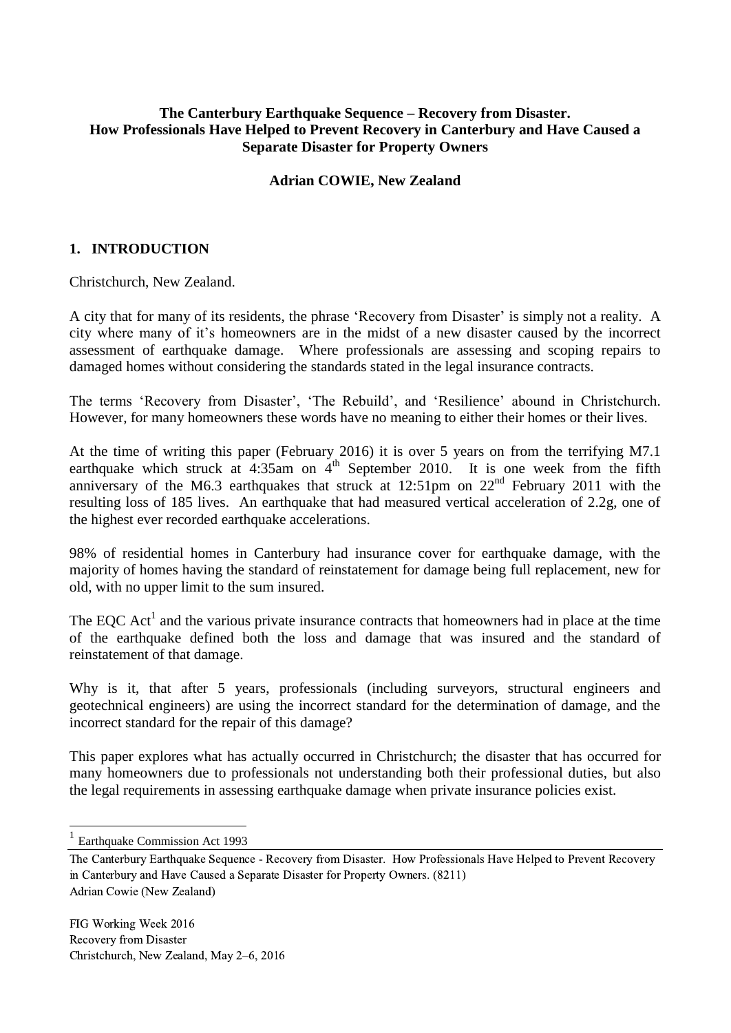**The Canterbury Earthquake Sequence – Recovery from Disaster.**
**How Professionals Have Helped to Prevent Recovery in Canterbury and Have Caused a Separate Disaster for Property Owners**

**Adrian COWIE, New Zealand**

## 1. INTRODUCTION

Christchurch, New Zealand.

A city that for many of its residents, the phrase 'Recovery from Disaster' is simply not a reality. A city where many of it's homeowners are in the midst of a new disaster caused by the incorrect assessment of earthquake damage. Where professionals are assessing and scoping repairs to damaged homes without considering the standards stated in the legal insurance contracts.

The terms 'Recovery from Disaster', 'The Rebuild', and 'Resilience' abound in Christchurch. However, for many homeowners these words have no meaning to either their homes or their lives.

At the time of writing this paper (February 2016) it is over 5 years on from the terrifying M7.1 earthquake which struck at 4:35am on 4th September 2010. It is one week from the fifth anniversary of the M6.3 earthquakes that struck at 12:51pm on 22nd February 2011 with the resulting loss of 185 lives. An earthquake that had measured vertical acceleration of 2.2g, one of the highest ever recorded earthquake accelerations.

98% of residential homes in Canterbury had insurance cover for earthquake damage, with the majority of homes having the standard of reinstatement for damage being full replacement, new for old, with no upper limit to the sum insured.

The EQC Act[1] and the various private insurance contracts that homeowners had in place at the time of the earthquake defined both the loss and damage that was insured and the standard of reinstatement of that damage.

Why is it, that after 5 years, professionals (including surveyors, structural engineers and geotechnical engineers) are using the incorrect standard for the determination of damage, and the incorrect standard for the repair of this damage?

This paper explores what has actually occurred in Christchurch; the disaster that has occurred for many homeowners due to professionals not understanding both their professional duties, but also the legal requirements in assessing earthquake damage when private insurance policies exist.

[1] Earthquake Commission Act 1993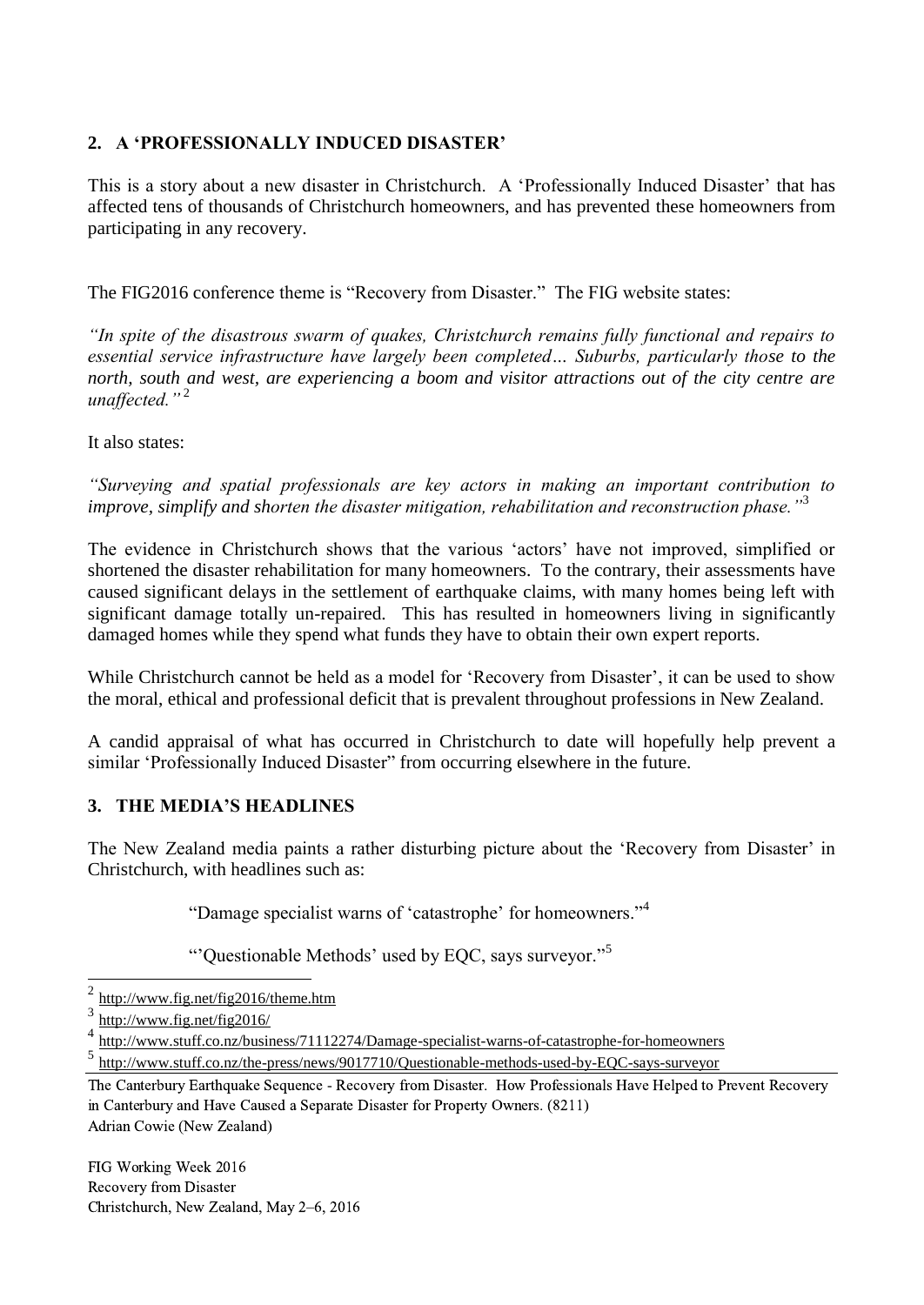## 2. A 'PROFESSIONALLY INDUCED DISASTER'

This is a story about a new disaster in Christchurch. A 'Professionally Induced Disaster' that has affected tens of thousands of Christchurch homeowners, and has prevented these homeowners from participating in any recovery.

The FIG2016 conference theme is "Recovery from Disaster." The FIG website states:

*"In spite of the disastrous swarm of quakes, Christchurch remains fully functional and repairs to essential service infrastructure have largely been completed… Suburbs, particularly those to the north, south and west, are experiencing a boom and visitor attractions out of the city centre are unaffected."* [2]

It also states:

*"Surveying and spatial professionals are key actors in making an important contribution to improve, simplify and shorten the disaster mitigation, rehabilitation and reconstruction phase."* [3]

The evidence in Christchurch shows that the various 'actors' have not improved, simplified or shortened the disaster rehabilitation for many homeowners. To the contrary, their assessments have caused significant delays in the settlement of earthquake claims, with many homes being left with significant damage totally un-repaired. This has resulted in homeowners living in significantly damaged homes while they spend what funds they have to obtain their own expert reports.

While Christchurch cannot be held as a model for 'Recovery from Disaster', it can be used to show the moral, ethical and professional deficit that is prevalent throughout professions in New Zealand.

A candid appraisal of what has occurred in Christchurch to date will hopefully help prevent a similar 'Professionally Induced Disaster" from occurring elsewhere in the future.

## 3. THE MEDIA'S HEADLINES

The New Zealand media paints a rather disturbing picture about the 'Recovery from Disaster' in Christchurch, with headlines such as:

> "Damage specialist warns of 'catastrophe' for homeowners."[4]
>
> "'Questionable Methods' used by EQC, says surveyor."[5]

---

[2] http://www.fig.net/fig2016/theme.htm

[3] http://www.fig.net/fig2016/

[4] http://www.stuff.co.nz/business/71112274/Damage-specialist-warns-of-catastrophe-for-homeowners

[5] http://www.stuff.co.nz/the-press/news/9017710/Questionable-methods-used-by-EQC-says-surveyor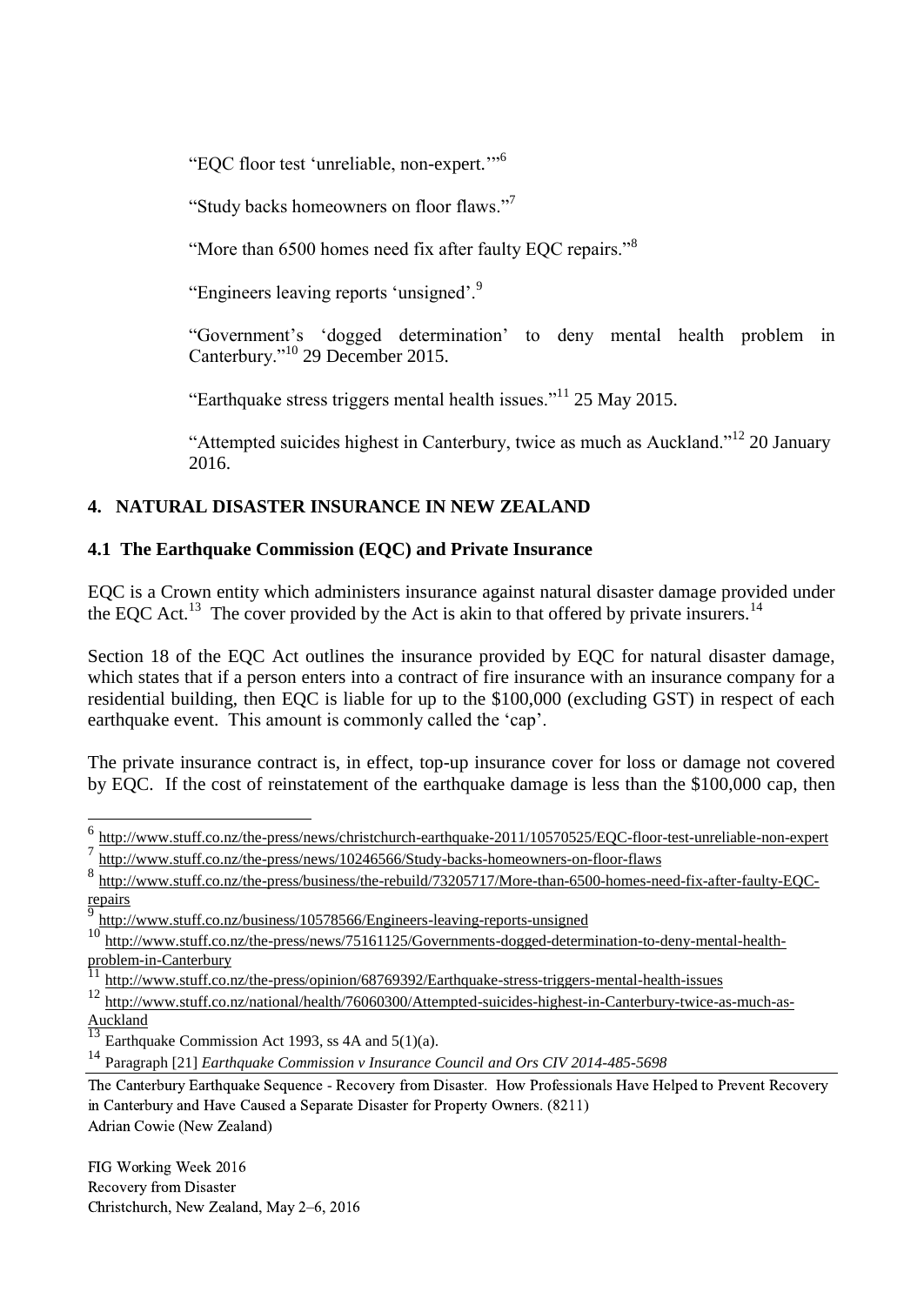"EQC floor test 'unreliable, non-expert.'"[6]

"Study backs homeowners on floor flaws."[7]

"More than 6500 homes need fix after faulty EQC repairs."[8]

"Engineers leaving reports 'unsigned'.[9]

"Government's 'dogged determination' to deny mental health problem in Canterbury."[10] 29 December 2015.

"Earthquake stress triggers mental health issues."[11] 25 May 2015.

"Attempted suicides highest in Canterbury, twice as much as Auckland."[12] 20 January 2016.

## 4. NATURAL DISASTER INSURANCE IN NEW ZEALAND

### 4.1 The Earthquake Commission (EQC) and Private Insurance

EQC is a Crown entity which administers insurance against natural disaster damage provided under the EQC Act.[13] The cover provided by the Act is akin to that offered by private insurers.[14]

Section 18 of the EQC Act outlines the insurance provided by EQC for natural disaster damage, which states that if a person enters into a contract of fire insurance with an insurance company for a residential building, then EQC is liable for up to the $100,000 (excluding GST) in respect of each earthquake event. This amount is commonly called the 'cap'.

The private insurance contract is, in effect, top-up insurance cover for loss or damage not covered by EQC. If the cost of reinstatement of the earthquake damage is less than the $100,000 cap, then

---

[6] http://www.stuff.co.nz/the-press/news/christchurch-earthquake-2011/10570525/EQC-floor-test-unreliable-non-expert

[7] http://www.stuff.co.nz/the-press/news/10246566/Study-backs-homeowners-on-floor-flaws

[8] http://www.stuff.co.nz/the-press/business/the-rebuild/73205717/More-than-6500-homes-need-fix-after-faulty-EQC-repairs

[9] http://www.stuff.co.nz/business/10578566/Engineers-leaving-reports-unsigned

[10] http://www.stuff.co.nz/the-press/news/75161125/Governments-dogged-determination-to-deny-mental-health-problem-in-Canterbury

[11] http://www.stuff.co.nz/the-press/opinion/68769392/Earthquake-stress-triggers-mental-health-issues

[12] http://www.stuff.co.nz/national/health/76060300/Attempted-suicides-highest-in-Canterbury-twice-as-much-as-Auckland

[13] Earthquake Commission Act 1993, ss 4A and 5(1)(a).

[14] Paragraph [21] *Earthquake Commission v Insurance Council and Ors CIV 2014-485-5698*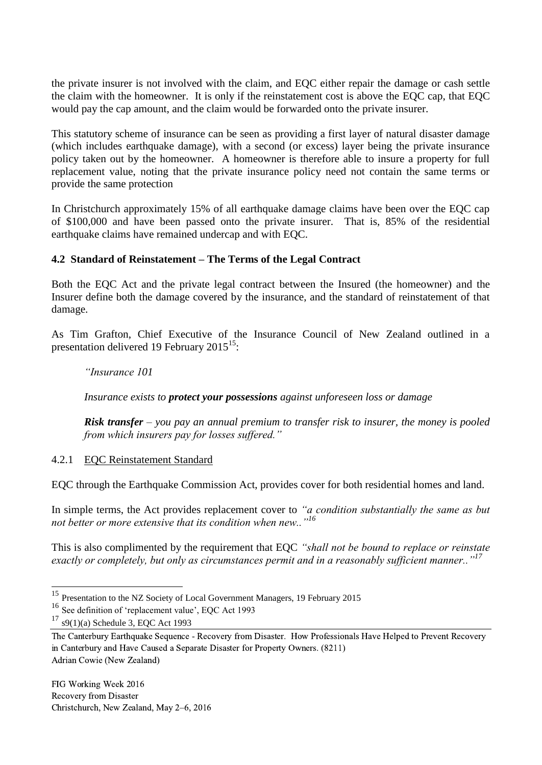the private insurer is not involved with the claim, and EQC either repair the damage or cash settle the claim with the homeowner. It is only if the reinstatement cost is above the EQC cap, that EQC would pay the cap amount, and the claim would be forwarded onto the private insurer.

This statutory scheme of insurance can be seen as providing a first layer of natural disaster damage (which includes earthquake damage), with a second (or excess) layer being the private insurance policy taken out by the homeowner. A homeowner is therefore able to insure a property for full replacement value, noting that the private insurance policy need not contain the same terms or provide the same protection

In Christchurch approximately 15% of all earthquake damage claims have been over the EQC cap of $100,000 and have been passed onto the private insurer. That is, 85% of the residential earthquake claims have remained undercap and with EQC.

### 4.2 Standard of Reinstatement – The Terms of the Legal Contract

Both the EQC Act and the private legal contract between the Insured (the homeowner) and the Insurer define both the damage covered by the insurance, and the standard of reinstatement of that damage.

As Tim Grafton, Chief Executive of the Insurance Council of New Zealand outlined in a presentation delivered 19 February 2015[15]:

> *"Insurance 101*
>
> *Insurance exists to **protect your possessions** against unforeseen loss or damage*
>
> ***Risk transfer** – you pay an annual premium to transfer risk to insurer, the money is pooled from which insurers pay for losses suffered."*

#### 4.2.1 EQC Reinstatement Standard

EQC through the Earthquake Commission Act, provides cover for both residential homes and land.

In simple terms, the Act provides replacement cover to *"a condition substantially the same as but not better or more extensive that its condition when new.."*[16]

This is also complimented by the requirement that EQC *"shall not be bound to replace or reinstate exactly or completely, but only as circumstances permit and in a reasonably sufficient manner.."*[17]

---

[15] Presentation to the NZ Society of Local Government Managers, 19 February 2015

[16] See definition of 'replacement value', EQC Act 1993

[17] s9(1)(a) Schedule 3, EQC Act 1993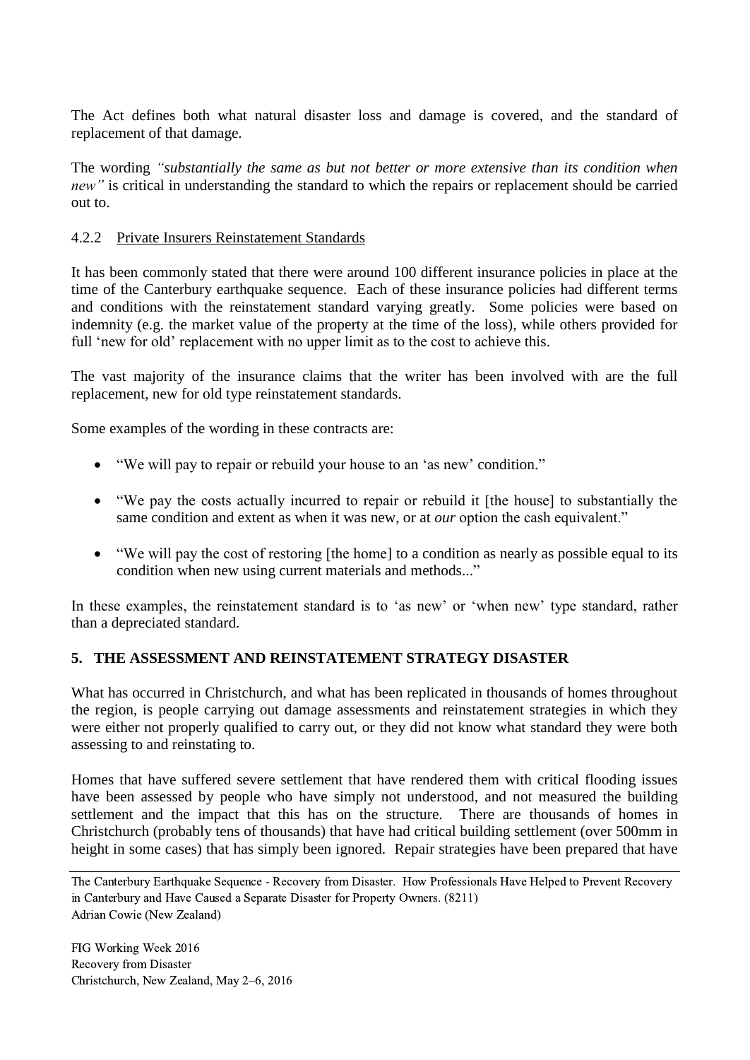The Act defines both what natural disaster loss and damage is covered, and the standard of replacement of that damage.

The wording *"substantially the same as but not better or more extensive than its condition when new"* is critical in understanding the standard to which the repairs or replacement should be carried out to.

### 4.2.2 Private Insurers Reinstatement Standards

It has been commonly stated that there were around 100 different insurance policies in place at the time of the Canterbury earthquake sequence. Each of these insurance policies had different terms and conditions with the reinstatement standard varying greatly. Some policies were based on indemnity (e.g. the market value of the property at the time of the loss), while others provided for full 'new for old' replacement with no upper limit as to the cost to achieve this.

The vast majority of the insurance claims that the writer has been involved with are the full replacement, new for old type reinstatement standards.

Some examples of the wording in these contracts are:

- "We will pay to repair or rebuild your house to an 'as new' condition."
- "We pay the costs actually incurred to repair or rebuild it [the house] to substantially the same condition and extent as when it was new, or at *our* option the cash equivalent."
- "We will pay the cost of restoring [the home] to a condition as nearly as possible equal to its condition when new using current materials and methods..."

In these examples, the reinstatement standard is to 'as new' or 'when new' type standard, rather than a depreciated standard.

## 5. THE ASSESSMENT AND REINSTATEMENT STRATEGY DISASTER

What has occurred in Christchurch, and what has been replicated in thousands of homes throughout the region, is people carrying out damage assessments and reinstatement strategies in which they were either not properly qualified to carry out, or they did not know what standard they were both assessing to and reinstating to.

Homes that have suffered severe settlement that have rendered them with critical flooding issues have been assessed by people who have simply not understood, and not measured the building settlement and the impact that this has on the structure. There are thousands of homes in Christchurch (probably tens of thousands) that have had critical building settlement (over 500mm in height in some cases) that has simply been ignored. Repair strategies have been prepared that have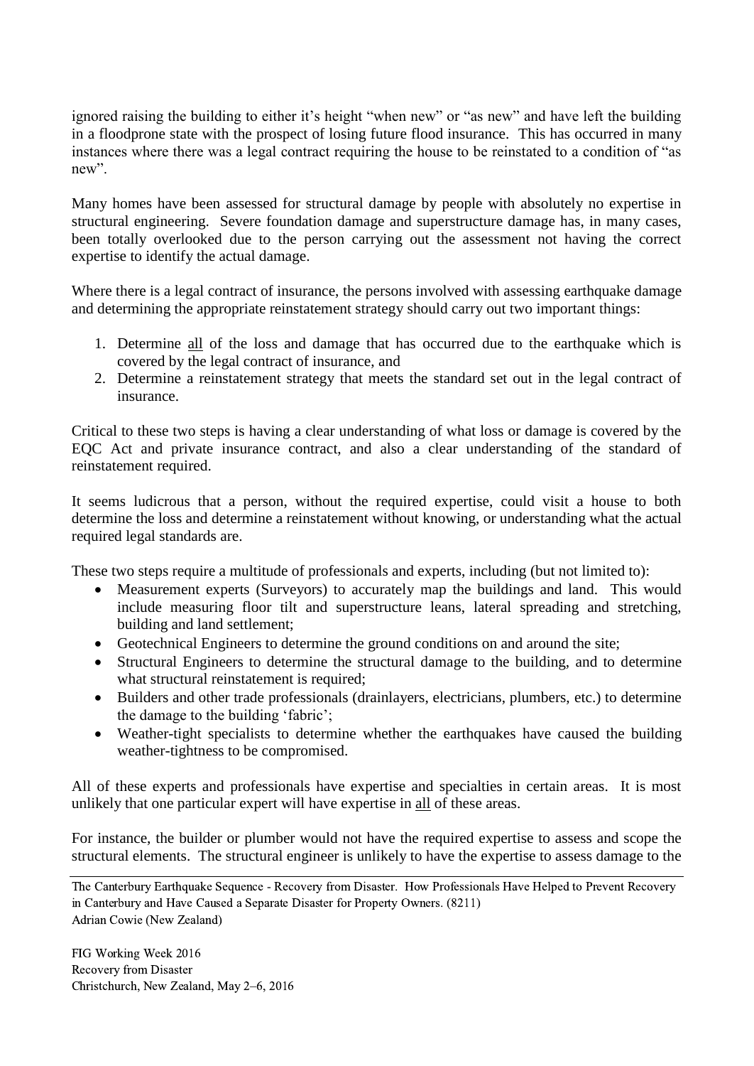ignored raising the building to either it's height "when new" or "as new" and have left the building in a floodprone state with the prospect of losing future flood insurance. This has occurred in many instances where there was a legal contract requiring the house to be reinstated to a condition of "as new".

Many homes have been assessed for structural damage by people with absolutely no expertise in structural engineering. Severe foundation damage and superstructure damage has, in many cases, been totally overlooked due to the person carrying out the assessment not having the correct expertise to identify the actual damage.

Where there is a legal contract of insurance, the persons involved with assessing earthquake damage and determining the appropriate reinstatement strategy should carry out two important things:

1. Determine <u>all</u> of the loss and damage that has occurred due to the earthquake which is covered by the legal contract of insurance, and
2. Determine a reinstatement strategy that meets the standard set out in the legal contract of insurance.

Critical to these two steps is having a clear understanding of what loss or damage is covered by the EQC Act and private insurance contract, and also a clear understanding of the standard of reinstatement required.

It seems ludicrous that a person, without the required expertise, could visit a house to both determine the loss and determine a reinstatement without knowing, or understanding what the actual required legal standards are.

These two steps require a multitude of professionals and experts, including (but not limited to):

- Measurement experts (Surveyors) to accurately map the buildings and land. This would include measuring floor tilt and superstructure leans, lateral spreading and stretching, building and land settlement;
- Geotechnical Engineers to determine the ground conditions on and around the site;
- Structural Engineers to determine the structural damage to the building, and to determine what structural reinstatement is required;
- Builders and other trade professionals (drainlayers, electricians, plumbers, etc.) to determine the damage to the building 'fabric';
- Weather-tight specialists to determine whether the earthquakes have caused the building weather-tightness to be compromised.

All of these experts and professionals have expertise and specialties in certain areas. It is most unlikely that one particular expert will have expertise in <u>all</u> of these areas.

For instance, the builder or plumber would not have the required expertise to assess and scope the structural elements. The structural engineer is unlikely to have the expertise to assess damage to the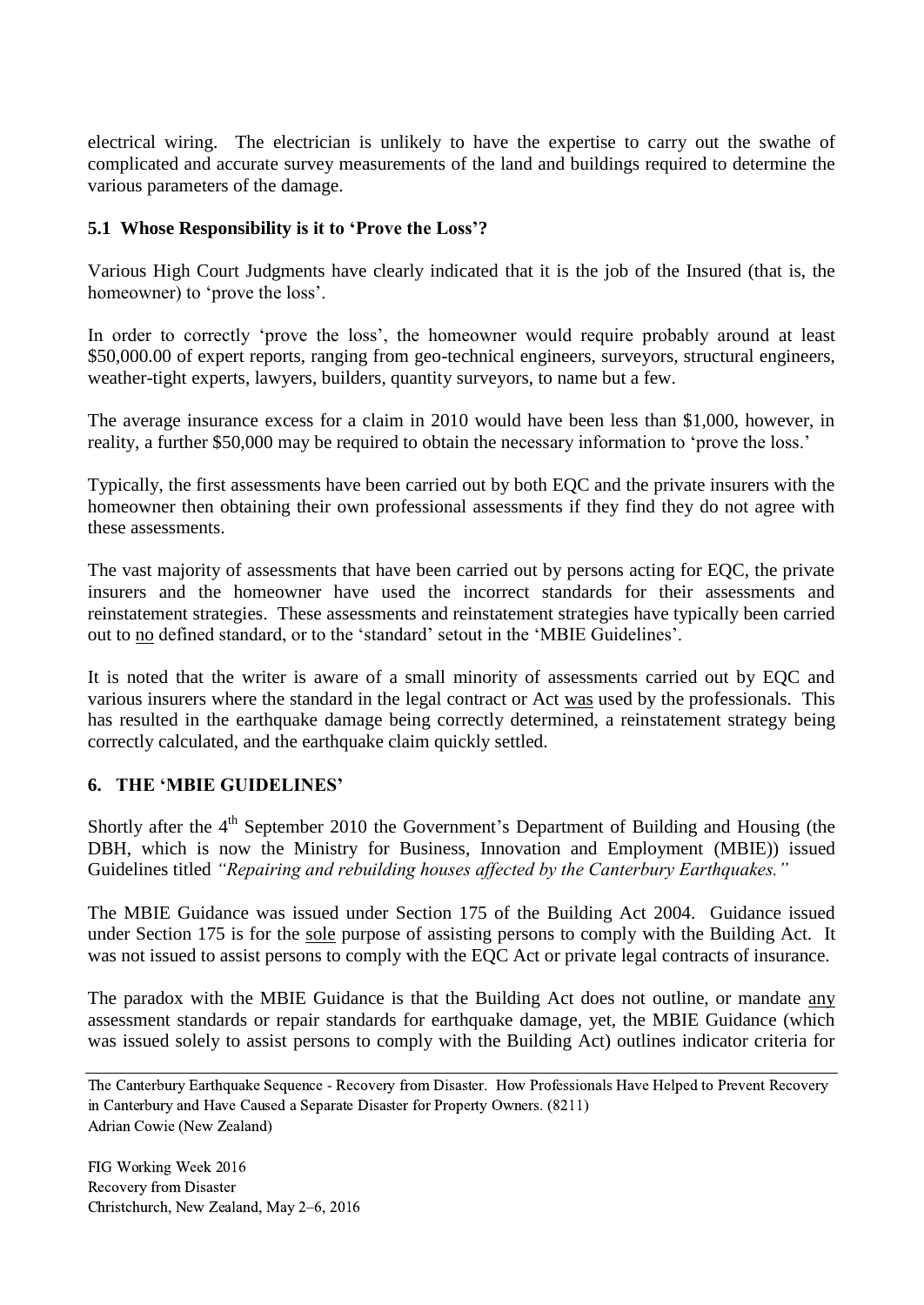electrical wiring. The electrician is unlikely to have the expertise to carry out the swathe of complicated and accurate survey measurements of the land and buildings required to determine the various parameters of the damage.

### 5.1 Whose Responsibility is it to 'Prove the Loss'?

Various High Court Judgments have clearly indicated that it is the job of the Insured (that is, the homeowner) to 'prove the loss'.

In order to correctly 'prove the loss', the homeowner would require probably around at least $50,000.00 of expert reports, ranging from geo-technical engineers, surveyors, structural engineers, weather-tight experts, lawyers, builders, quantity surveyors, to name but a few.

The average insurance excess for a claim in 2010 would have been less than $1,000, however, in reality, a further $50,000 may be required to obtain the necessary information to 'prove the loss.'

Typically, the first assessments have been carried out by both EQC and the private insurers with the homeowner then obtaining their own professional assessments if they find they do not agree with these assessments.

The vast majority of assessments that have been carried out by persons acting for EQC, the private insurers and the homeowner have used the incorrect standards for their assessments and reinstatement strategies. These assessments and reinstatement strategies have typically been carried out to <u>no</u> defined standard, or to the 'standard' setout in the 'MBIE Guidelines'.

It is noted that the writer is aware of a small minority of assessments carried out by EQC and various insurers where the standard in the legal contract or Act <u>was</u> used by the professionals. This has resulted in the earthquake damage being correctly determined, a reinstatement strategy being correctly calculated, and the earthquake claim quickly settled.

## 6. THE 'MBIE GUIDELINES'

Shortly after the 4th September 2010 the Government's Department of Building and Housing (the DBH, which is now the Ministry for Business, Innovation and Employment (MBIE)) issued Guidelines titled *"Repairing and rebuilding houses affected by the Canterbury Earthquakes."*

The MBIE Guidance was issued under Section 175 of the Building Act 2004. Guidance issued under Section 175 is for the <u>sole</u> purpose of assisting persons to comply with the Building Act. It was not issued to assist persons to comply with the EQC Act or private legal contracts of insurance.

The paradox with the MBIE Guidance is that the Building Act does not outline, or mandate <u>any</u> assessment standards or repair standards for earthquake damage, yet, the MBIE Guidance (which was issued solely to assist persons to comply with the Building Act) outlines indicator criteria for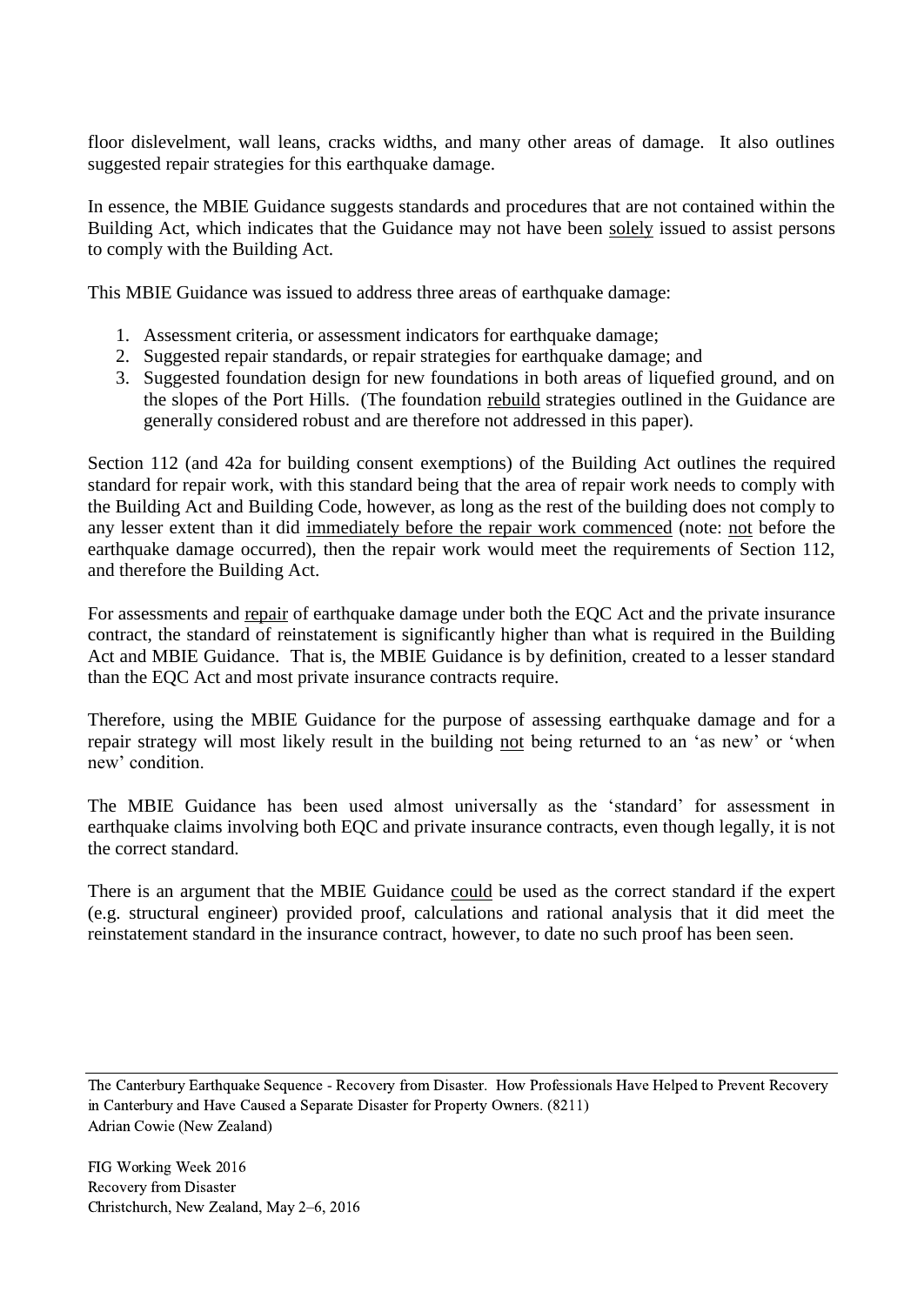floor dislevelment, wall leans, cracks widths, and many other areas of damage. It also outlines suggested repair strategies for this earthquake damage.

In essence, the MBIE Guidance suggests standards and procedures that are not contained within the Building Act, which indicates that the Guidance may not have been <u>solely</u> issued to assist persons to comply with the Building Act.

This MBIE Guidance was issued to address three areas of earthquake damage:

1. Assessment criteria, or assessment indicators for earthquake damage;
2. Suggested repair standards, or repair strategies for earthquake damage; and
3. Suggested foundation design for new foundations in both areas of liquefied ground, and on the slopes of the Port Hills. (The foundation <u>rebuild</u> strategies outlined in the Guidance are generally considered robust and are therefore not addressed in this paper).

Section 112 (and 42a for building consent exemptions) of the Building Act outlines the required standard for repair work, with this standard being that the area of repair work needs to comply with the Building Act and Building Code, however, as long as the rest of the building does not comply to any lesser extent than it did <u>immediately before the repair work commenced</u> (note: <u>not</u> before the earthquake damage occurred), then the repair work would meet the requirements of Section 112, and therefore the Building Act.

For assessments and <u>repair</u> of earthquake damage under both the EQC Act and the private insurance contract, the standard of reinstatement is significantly higher than what is required in the Building Act and MBIE Guidance. That is, the MBIE Guidance is by definition, created to a lesser standard than the EQC Act and most private insurance contracts require.

Therefore, using the MBIE Guidance for the purpose of assessing earthquake damage and for a repair strategy will most likely result in the building <u>not</u> being returned to an 'as new' or 'when new' condition.

The MBIE Guidance has been used almost universally as the 'standard' for assessment in earthquake claims involving both EQC and private insurance contracts, even though legally, it is not the correct standard.

There is an argument that the MBIE Guidance <u>could</u> be used as the correct standard if the expert (e.g. structural engineer) provided proof, calculations and rational analysis that it did meet the reinstatement standard in the insurance contract, however, to date no such proof has been seen.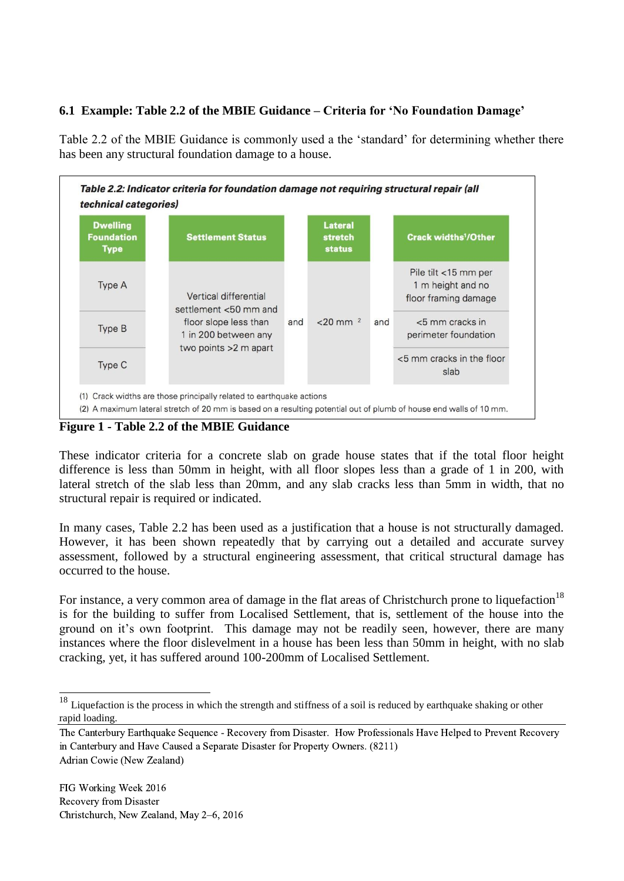### 6.1 Example: Table 2.2 of the MBIE Guidance – Criteria for 'No Foundation Damage'

Table 2.2 of the MBIE Guidance is commonly used a the 'standard' for determining whether there has been any structural foundation damage to a house.

***Table 2.2: Indicator criteria for foundation damage not requiring structural repair (all technical categories)***

| Dwelling Foundation Type | Settlement Status | | Lateral stretch status | | Crack widths[1]/Other |
|---|---|---|---|---|---|
| Type A | Vertical differential settlement <50 mm and floor slope less than 1 in 200 between any two points >2 m apart | and | <20 mm [2] | and | Pile tilt <15 mm per 1 m height and no floor framing damage |
| Type B | | | | | <5 mm cracks in perimeter foundation |
| Type C | | | | | <5 mm cracks in the floor slab |

(1) Crack widths are those principally related to earthquake actions

(2) A maximum lateral stretch of 20 mm is based on a resulting potential out of plumb of house end walls of 10 mm.

**Figure 1 - Table 2.2 of the MBIE Guidance**

These indicator criteria for a concrete slab on grade house states that if the total floor height difference is less than 50mm in height, with all floor slopes less than a grade of 1 in 200, with lateral stretch of the slab less than 20mm, and any slab cracks less than 5mm in width, that no structural repair is required or indicated.

In many cases, Table 2.2 has been used as a justification that a house is not structurally damaged. However, it has been shown repeatedly that by carrying out a detailed and accurate survey assessment, followed by a structural engineering assessment, that critical structural damage has occurred to the house.

For instance, a very common area of damage in the flat areas of Christchurch prone to liquefaction[18] is for the building to suffer from Localised Settlement, that is, settlement of the house into the ground on it's own footprint. This damage may not be readily seen, however, there are many instances where the floor dislevelment in a house has been less than 50mm in height, with no slab cracking, yet, it has suffered around 100-200mm of Localised Settlement.

[18] Liquefaction is the process in which the strength and stiffness of a soil is reduced by earthquake shaking or other rapid loading.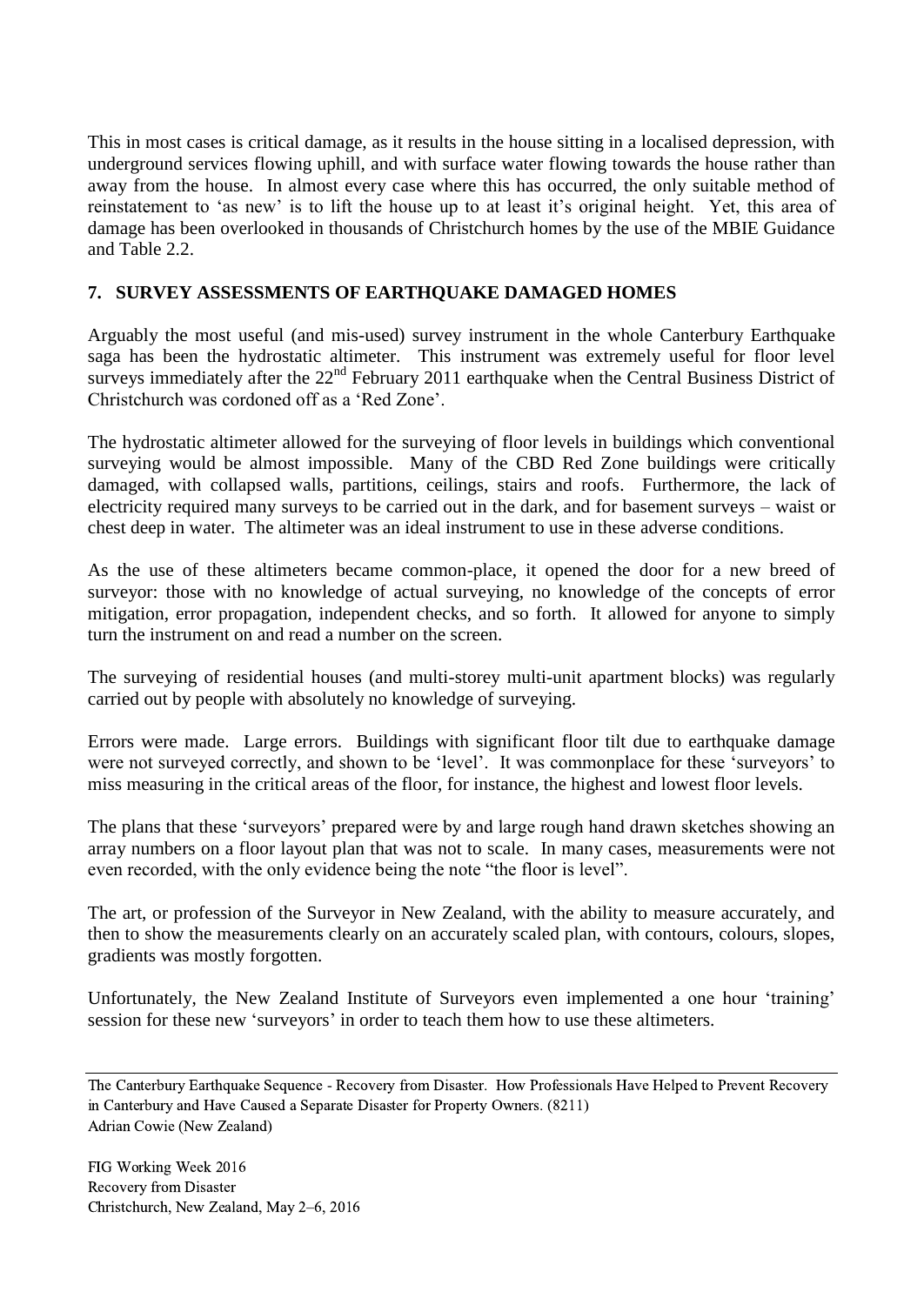This in most cases is critical damage, as it results in the house sitting in a localised depression, with underground services flowing uphill, and with surface water flowing towards the house rather than away from the house. In almost every case where this has occurred, the only suitable method of reinstatement to 'as new' is to lift the house up to at least it's original height. Yet, this area of damage has been overlooked in thousands of Christchurch homes by the use of the MBIE Guidance and Table 2.2.

## 7. SURVEY ASSESSMENTS OF EARTHQUAKE DAMAGED HOMES

Arguably the most useful (and mis-used) survey instrument in the whole Canterbury Earthquake saga has been the hydrostatic altimeter. This instrument was extremely useful for floor level surveys immediately after the 22nd February 2011 earthquake when the Central Business District of Christchurch was cordoned off as a 'Red Zone'.

The hydrostatic altimeter allowed for the surveying of floor levels in buildings which conventional surveying would be almost impossible. Many of the CBD Red Zone buildings were critically damaged, with collapsed walls, partitions, ceilings, stairs and roofs. Furthermore, the lack of electricity required many surveys to be carried out in the dark, and for basement surveys – waist or chest deep in water. The altimeter was an ideal instrument to use in these adverse conditions.

As the use of these altimeters became common-place, it opened the door for a new breed of surveyor: those with no knowledge of actual surveying, no knowledge of the concepts of error mitigation, error propagation, independent checks, and so forth. It allowed for anyone to simply turn the instrument on and read a number on the screen.

The surveying of residential houses (and multi-storey multi-unit apartment blocks) was regularly carried out by people with absolutely no knowledge of surveying.

Errors were made. Large errors. Buildings with significant floor tilt due to earthquake damage were not surveyed correctly, and shown to be 'level'. It was commonplace for these 'surveyors' to miss measuring in the critical areas of the floor, for instance, the highest and lowest floor levels.

The plans that these 'surveyors' prepared were by and large rough hand drawn sketches showing an array numbers on a floor layout plan that was not to scale. In many cases, measurements were not even recorded, with the only evidence being the note "the floor is level".

The art, or profession of the Surveyor in New Zealand, with the ability to measure accurately, and then to show the measurements clearly on an accurately scaled plan, with contours, colours, slopes, gradients was mostly forgotten.

Unfortunately, the New Zealand Institute of Surveyors even implemented a one hour 'training' session for these new 'surveyors' in order to teach them how to use these altimeters.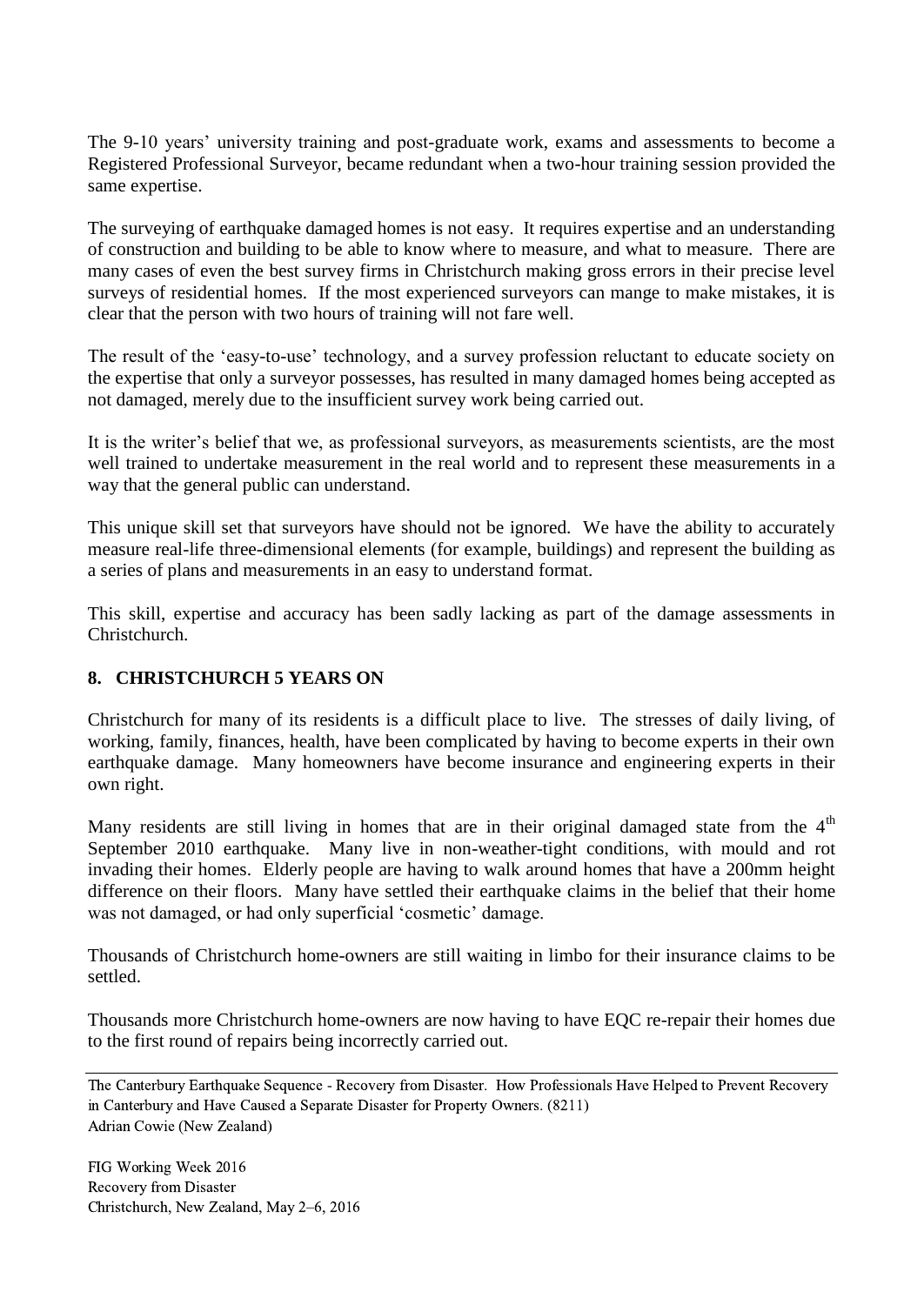The 9-10 years' university training and post-graduate work, exams and assessments to become a Registered Professional Surveyor, became redundant when a two-hour training session provided the same expertise.

The surveying of earthquake damaged homes is not easy. It requires expertise and an understanding of construction and building to be able to know where to measure, and what to measure. There are many cases of even the best survey firms in Christchurch making gross errors in their precise level surveys of residential homes. If the most experienced surveyors can mange to make mistakes, it is clear that the person with two hours of training will not fare well.

The result of the 'easy-to-use' technology, and a survey profession reluctant to educate society on the expertise that only a surveyor possesses, has resulted in many damaged homes being accepted as not damaged, merely due to the insufficient survey work being carried out.

It is the writer's belief that we, as professional surveyors, as measurements scientists, are the most well trained to undertake measurement in the real world and to represent these measurements in a way that the general public can understand.

This unique skill set that surveyors have should not be ignored. We have the ability to accurately measure real-life three-dimensional elements (for example, buildings) and represent the building as a series of plans and measurements in an easy to understand format.

This skill, expertise and accuracy has been sadly lacking as part of the damage assessments in Christchurch.

## 8. CHRISTCHURCH 5 YEARS ON

Christchurch for many of its residents is a difficult place to live. The stresses of daily living, of working, family, finances, health, have been complicated by having to become experts in their own earthquake damage. Many homeowners have become insurance and engineering experts in their own right.

Many residents are still living in homes that are in their original damaged state from the 4th September 2010 earthquake. Many live in non-weather-tight conditions, with mould and rot invading their homes. Elderly people are having to walk around homes that have a 200mm height difference on their floors. Many have settled their earthquake claims in the belief that their home was not damaged, or had only superficial 'cosmetic' damage.

Thousands of Christchurch home-owners are still waiting in limbo for their insurance claims to be settled.

Thousands more Christchurch home-owners are now having to have EQC re-repair their homes due to the first round of repairs being incorrectly carried out.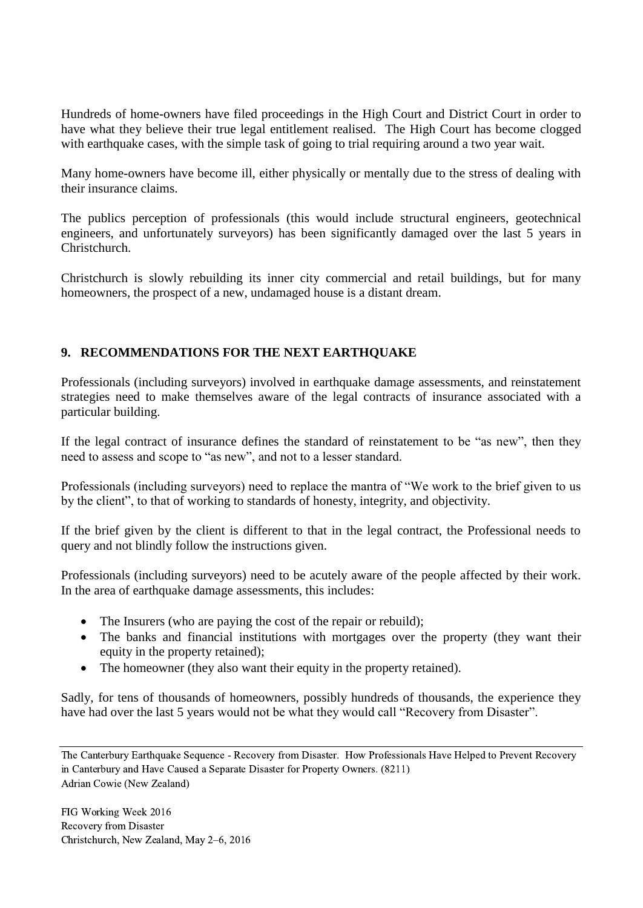Hundreds of home-owners have filed proceedings in the High Court and District Court in order to have what they believe their true legal entitlement realised. The High Court has become clogged with earthquake cases, with the simple task of going to trial requiring around a two year wait.

Many home-owners have become ill, either physically or mentally due to the stress of dealing with their insurance claims.

The publics perception of professionals (this would include structural engineers, geotechnical engineers, and unfortunately surveyors) has been significantly damaged over the last 5 years in Christchurch.

Christchurch is slowly rebuilding its inner city commercial and retail buildings, but for many homeowners, the prospect of a new, undamaged house is a distant dream.

## 9. RECOMMENDATIONS FOR THE NEXT EARTHQUAKE

Professionals (including surveyors) involved in earthquake damage assessments, and reinstatement strategies need to make themselves aware of the legal contracts of insurance associated with a particular building.

If the legal contract of insurance defines the standard of reinstatement to be "as new", then they need to assess and scope to "as new", and not to a lesser standard.

Professionals (including surveyors) need to replace the mantra of "We work to the brief given to us by the client", to that of working to standards of honesty, integrity, and objectivity.

If the brief given by the client is different to that in the legal contract, the Professional needs to query and not blindly follow the instructions given.

Professionals (including surveyors) need to be acutely aware of the people affected by their work. In the area of earthquake damage assessments, this includes:

- The Insurers (who are paying the cost of the repair or rebuild);
- The banks and financial institutions with mortgages over the property (they want their equity in the property retained);
- The homeowner (they also want their equity in the property retained).

Sadly, for tens of thousands of homeowners, possibly hundreds of thousands, the experience they have had over the last 5 years would not be what they would call "Recovery from Disaster".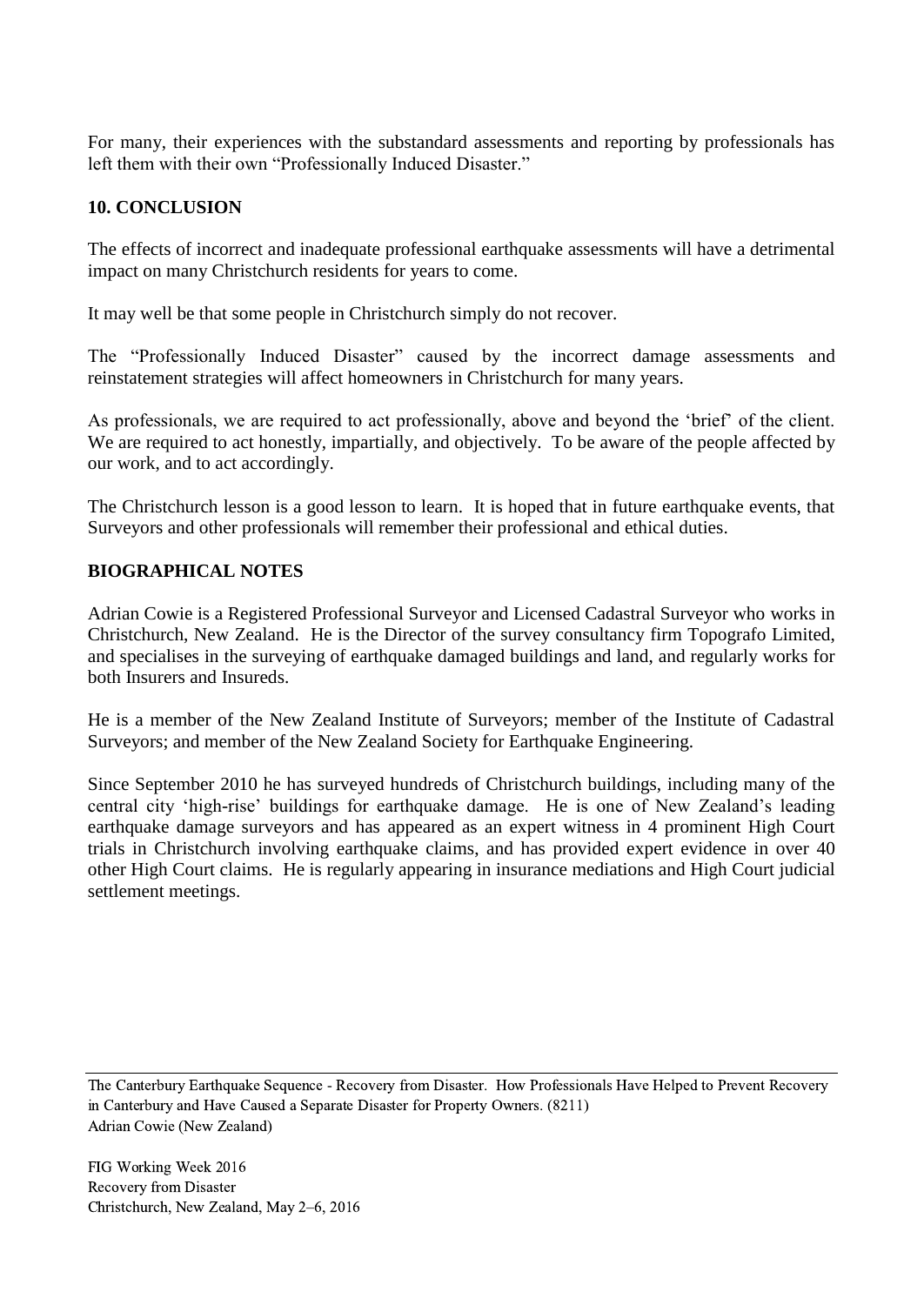For many, their experiences with the substandard assessments and reporting by professionals has left them with their own "Professionally Induced Disaster."

## 10. CONCLUSION

The effects of incorrect and inadequate professional earthquake assessments will have a detrimental impact on many Christchurch residents for years to come.

It may well be that some people in Christchurch simply do not recover.

The "Professionally Induced Disaster" caused by the incorrect damage assessments and reinstatement strategies will affect homeowners in Christchurch for many years.

As professionals, we are required to act professionally, above and beyond the 'brief' of the client. We are required to act honestly, impartially, and objectively. To be aware of the people affected by our work, and to act accordingly.

The Christchurch lesson is a good lesson to learn. It is hoped that in future earthquake events, that Surveyors and other professionals will remember their professional and ethical duties.

## BIOGRAPHICAL NOTES

Adrian Cowie is a Registered Professional Surveyor and Licensed Cadastral Surveyor who works in Christchurch, New Zealand. He is the Director of the survey consultancy firm Topografo Limited, and specialises in the surveying of earthquake damaged buildings and land, and regularly works for both Insurers and Insureds.

He is a member of the New Zealand Institute of Surveyors; member of the Institute of Cadastral Surveyors; and member of the New Zealand Society for Earthquake Engineering.

Since September 2010 he has surveyed hundreds of Christchurch buildings, including many of the central city 'high-rise' buildings for earthquake damage. He is one of New Zealand's leading earthquake damage surveyors and has appeared as an expert witness in 4 prominent High Court trials in Christchurch involving earthquake claims, and has provided expert evidence in over 40 other High Court claims. He is regularly appearing in insurance mediations and High Court judicial settlement meetings.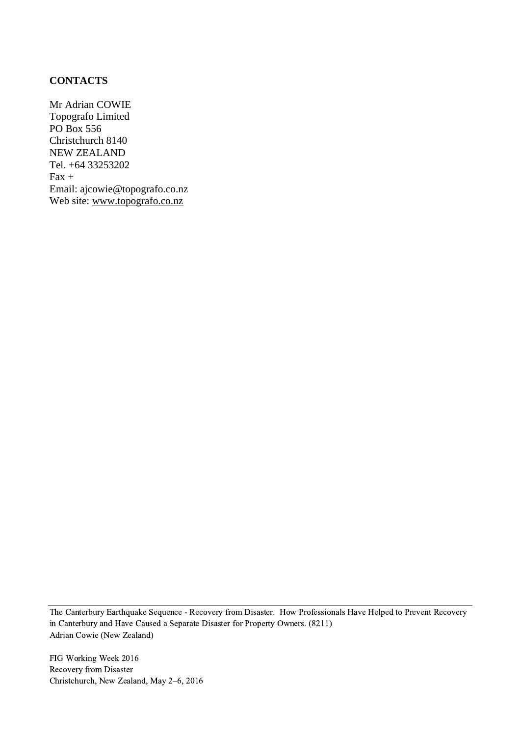**CONTACTS**

Mr Adrian COWIE
Topografo Limited
PO Box 556
Christchurch 8140
NEW ZEALAND
Tel. +64 33253202
Fax +
Email: ajcowie@topografo.co.nz
Web site: www.topografo.co.nz